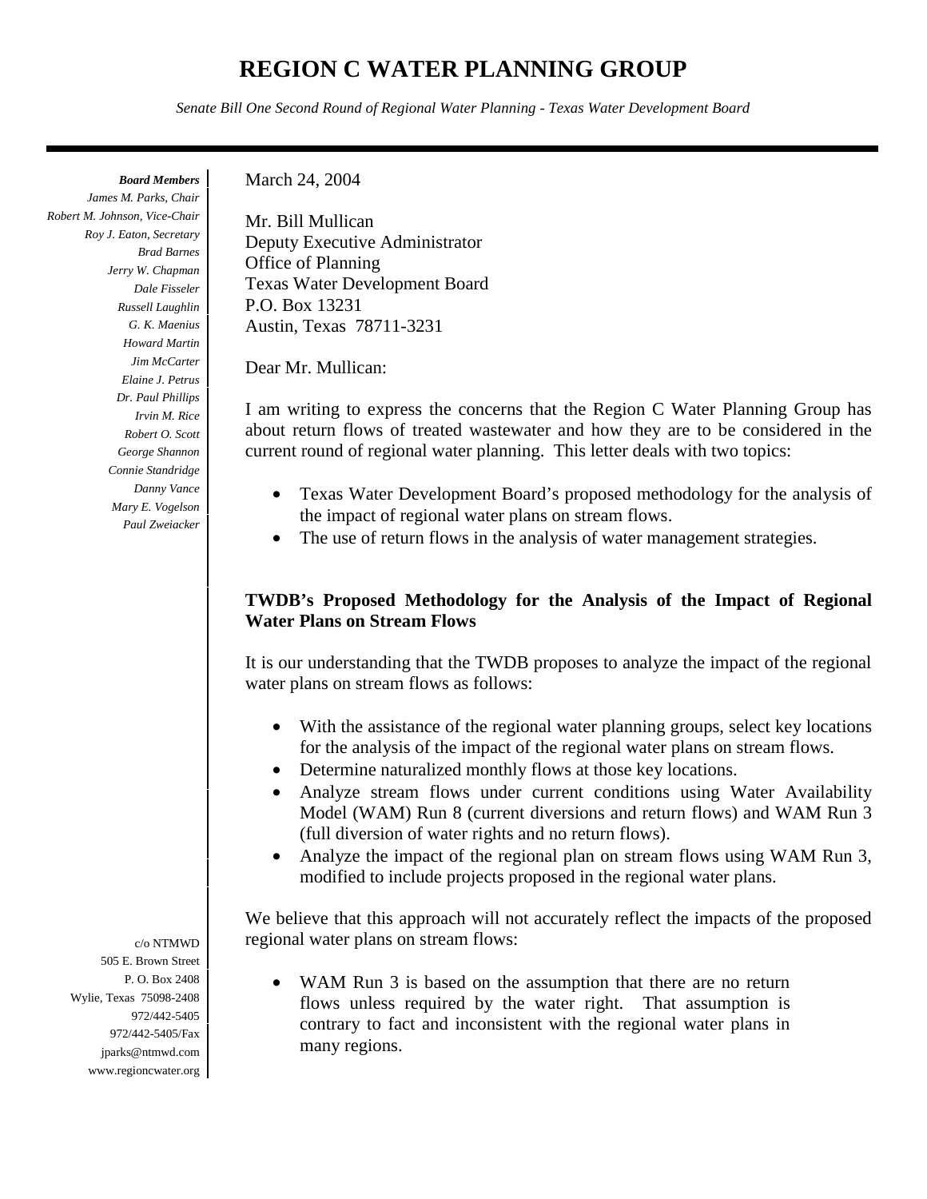# REGION C WATER PLANNING GROUP

*Senate Bill One Second Round of Regional Water Planning - Texas Water Development Board*

***Board Members***
*James M. Parks, Chair*
*Robert M. Johnson, Vice-Chair*
*Roy J. Eaton, Secretary*
*Brad Barnes*
*Jerry W. Chapman*
*Dale Fisseler*
*Russell Laughlin*
*G. K. Maenius*
*Howard Martin*
*Jim McCarter*
*Elaine J. Petrus*
*Dr. Paul Phillips*
*Irvin M. Rice*
*Robert O. Scott*
*George Shannon*
*Connie Standridge*
*Danny Vance*
*Mary E. Vogelson*
*Paul Zweiacker*

c/o NTMWD
505 E. Brown Street
P. O. Box 2408
Wylie, Texas 75098-2408
972/442-5405
972/442-5405/Fax
jparks@ntmwd.com
www.regioncwater.org

March 24, 2004

Mr. Bill Mullican
Deputy Executive Administrator
Office of Planning
Texas Water Development Board
P.O. Box 13231
Austin, Texas 78711-3231

Dear Mr. Mullican:

I am writing to express the concerns that the Region C Water Planning Group has about return flows of treated wastewater and how they are to be considered in the current round of regional water planning. This letter deals with two topics:

- Texas Water Development Board's proposed methodology for the analysis of the impact of regional water plans on stream flows.
- The use of return flows in the analysis of water management strategies.

**TWDB's Proposed Methodology for the Analysis of the Impact of Regional Water Plans on Stream Flows**

It is our understanding that the TWDB proposes to analyze the impact of the regional water plans on stream flows as follows:

- With the assistance of the regional water planning groups, select key locations for the analysis of the impact of the regional water plans on stream flows.
- Determine naturalized monthly flows at those key locations.
- Analyze stream flows under current conditions using Water Availability Model (WAM) Run 8 (current diversions and return flows) and WAM Run 3 (full diversion of water rights and no return flows).
- Analyze the impact of the regional plan on stream flows using WAM Run 3, modified to include projects proposed in the regional water plans.

We believe that this approach will not accurately reflect the impacts of the proposed regional water plans on stream flows:

- WAM Run 3 is based on the assumption that there are no return flows unless required by the water right. That assumption is contrary to fact and inconsistent with the regional water plans in many regions.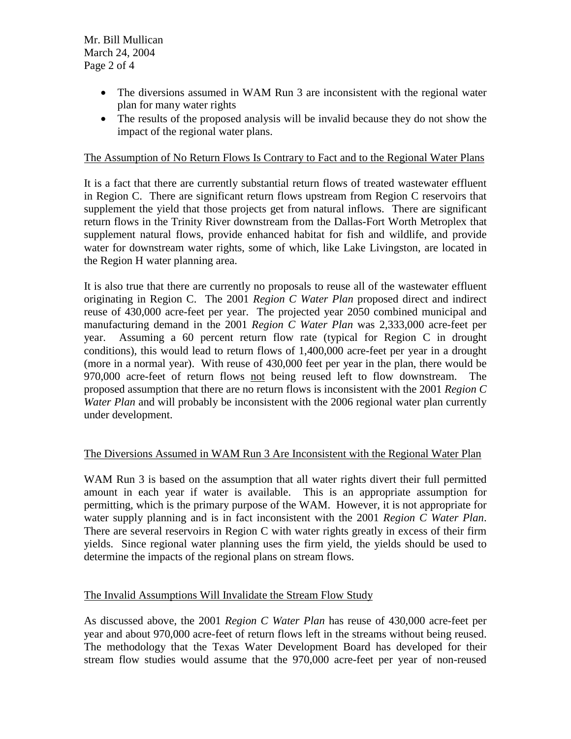- The diversions assumed in WAM Run 3 are inconsistent with the regional water plan for many water rights
- The results of the proposed analysis will be invalid because they do not show the impact of the regional water plans.

<u>The Assumption of No Return Flows Is Contrary to Fact and to the Regional Water Plans</u>

It is a fact that there are currently substantial return flows of treated wastewater effluent in Region C. There are significant return flows upstream from Region C reservoirs that supplement the yield that those projects get from natural inflows. There are significant return flows in the Trinity River downstream from the Dallas-Fort Worth Metroplex that supplement natural flows, provide enhanced habitat for fish and wildlife, and provide water for downstream water rights, some of which, like Lake Livingston, are located in the Region H water planning area.

It is also true that there are currently no proposals to reuse all of the wastewater effluent originating in Region C. The 2001 *Region C Water Plan* proposed direct and indirect reuse of 430,000 acre-feet per year. The projected year 2050 combined municipal and manufacturing demand in the 2001 *Region C Water Plan* was 2,333,000 acre-feet per year. Assuming a 60 percent return flow rate (typical for Region C in drought conditions), this would lead to return flows of 1,400,000 acre-feet per year in a drought (more in a normal year). With reuse of 430,000 feet per year in the plan, there would be 970,000 acre-feet of return flows <u>not</u> being reused left to flow downstream. The proposed assumption that there are no return flows is inconsistent with the 2001 *Region C Water Plan* and will probably be inconsistent with the 2006 regional water plan currently under development.

<u>The Diversions Assumed in WAM Run 3 Are Inconsistent with the Regional Water Plan</u>

WAM Run 3 is based on the assumption that all water rights divert their full permitted amount in each year if water is available. This is an appropriate assumption for permitting, which is the primary purpose of the WAM. However, it is not appropriate for water supply planning and is in fact inconsistent with the 2001 *Region C Water Plan*. There are several reservoirs in Region C with water rights greatly in excess of their firm yields. Since regional water planning uses the firm yield, the yields should be used to determine the impacts of the regional plans on stream flows.

<u>The Invalid Assumptions Will Invalidate the Stream Flow Study</u>

As discussed above, the 2001 *Region C Water Plan* has reuse of 430,000 acre-feet per year and about 970,000 acre-feet of return flows left in the streams without being reused. The methodology that the Texas Water Development Board has developed for their stream flow studies would assume that the 970,000 acre-feet per year of non-reused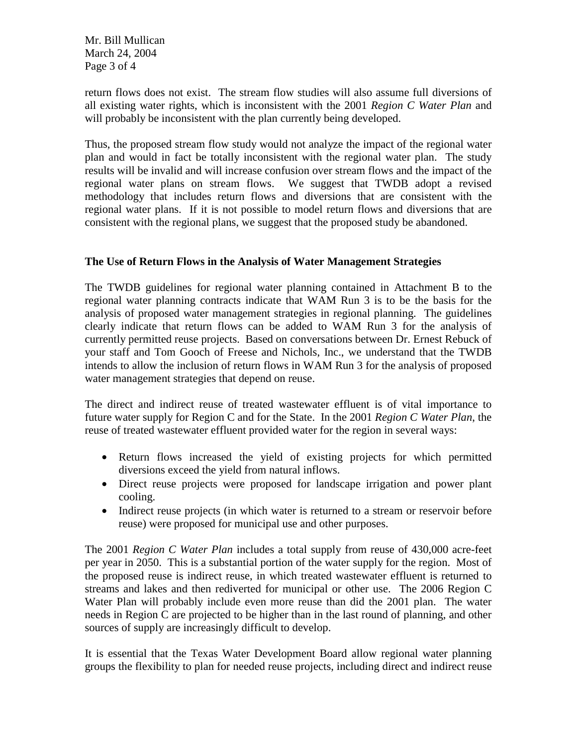return flows does not exist. The stream flow studies will also assume full diversions of all existing water rights, which is inconsistent with the 2001 *Region C Water Plan* and will probably be inconsistent with the plan currently being developed.

Thus, the proposed stream flow study would not analyze the impact of the regional water plan and would in fact be totally inconsistent with the regional water plan. The study results will be invalid and will increase confusion over stream flows and the impact of the regional water plans on stream flows. We suggest that TWDB adopt a revised methodology that includes return flows and diversions that are consistent with the regional water plans. If it is not possible to model return flows and diversions that are consistent with the regional plans, we suggest that the proposed study be abandoned.

**The Use of Return Flows in the Analysis of Water Management Strategies**

The TWDB guidelines for regional water planning contained in Attachment B to the regional water planning contracts indicate that WAM Run 3 is to be the basis for the analysis of proposed water management strategies in regional planning. The guidelines clearly indicate that return flows can be added to WAM Run 3 for the analysis of currently permitted reuse projects. Based on conversations between Dr. Ernest Rebuck of your staff and Tom Gooch of Freese and Nichols, Inc., we understand that the TWDB intends to allow the inclusion of return flows in WAM Run 3 for the analysis of proposed water management strategies that depend on reuse.

The direct and indirect reuse of treated wastewater effluent is of vital importance to future water supply for Region C and for the State. In the 2001 *Region C Water Plan*, the reuse of treated wastewater effluent provided water for the region in several ways:

- Return flows increased the yield of existing projects for which permitted diversions exceed the yield from natural inflows.
- Direct reuse projects were proposed for landscape irrigation and power plant cooling.
- Indirect reuse projects (in which water is returned to a stream or reservoir before reuse) were proposed for municipal use and other purposes.

The 2001 *Region C Water Plan* includes a total supply from reuse of 430,000 acre-feet per year in 2050. This is a substantial portion of the water supply for the region. Most of the proposed reuse is indirect reuse, in which treated wastewater effluent is returned to streams and lakes and then rediverted for municipal or other use. The 2006 Region C Water Plan will probably include even more reuse than did the 2001 plan. The water needs in Region C are projected to be higher than in the last round of planning, and other sources of supply are increasingly difficult to develop.

It is essential that the Texas Water Development Board allow regional water planning groups the flexibility to plan for needed reuse projects, including direct and indirect reuse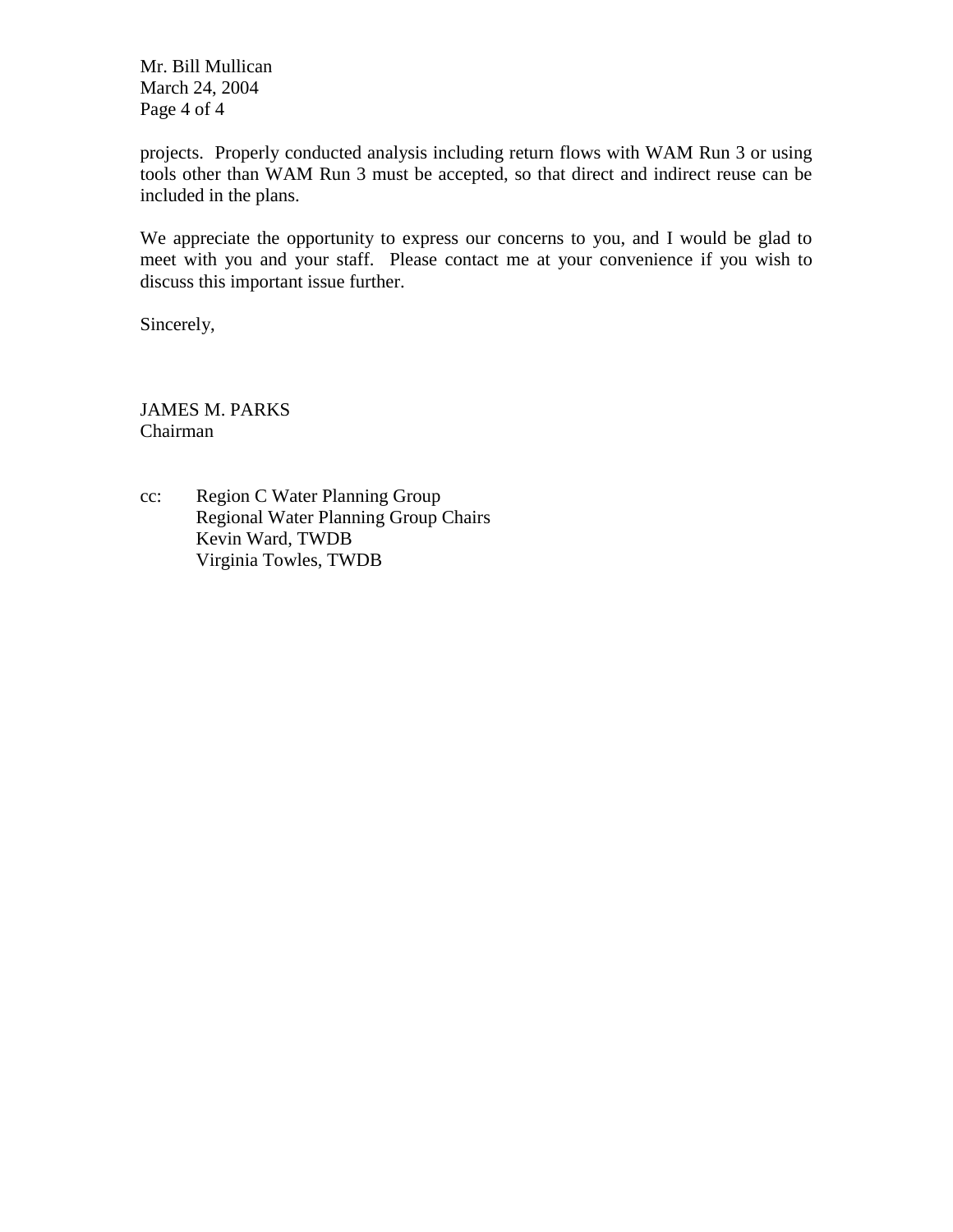projects. Properly conducted analysis including return flows with WAM Run 3 or using tools other than WAM Run 3 must be accepted, so that direct and indirect reuse can be included in the plans.

We appreciate the opportunity to express our concerns to you, and I would be glad to meet with you and your staff. Please contact me at your convenience if you wish to discuss this important issue further.

Sincerely,

JAMES M. PARKS
Chairman

cc: Region C Water Planning Group
Regional Water Planning Group Chairs
Kevin Ward, TWDB
Virginia Towles, TWDB